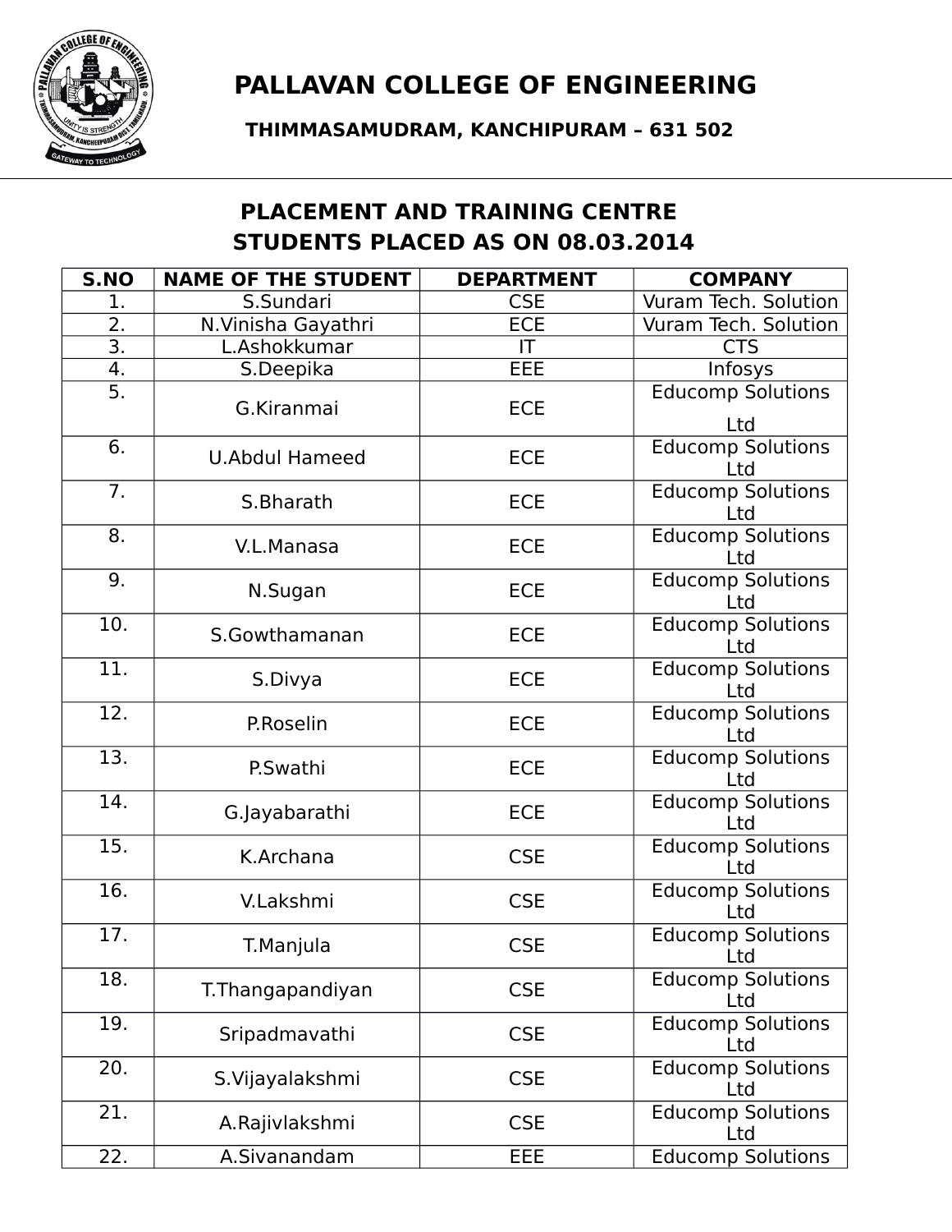# PALLAVAN COLLEGE OF ENGINEERING

**THIMMASAMUDRAM, KANCHIPURAM – 631 502**

## PLACEMENT AND TRAINING CENTRE
## STUDENTS PLACED AS ON 08.03.2014

| S.NO | NAME OF THE STUDENT | DEPARTMENT | COMPANY |
|---|---|---|---|
| 1. | S.Sundari | CSE | Vuram Tech. Solution |
| 2. | N.Vinisha Gayathri | ECE | Vuram Tech. Solution |
| 3. | L.Ashokkumar | IT | CTS |
| 4. | S.Deepika | EEE | Infosys |
| 5. | G.Kiranmai | ECE | Educomp Solutions Ltd |
| 6. | U.Abdul Hameed | ECE | Educomp Solutions Ltd |
| 7. | S.Bharath | ECE | Educomp Solutions Ltd |
| 8. | V.L.Manasa | ECE | Educomp Solutions Ltd |
| 9. | N.Sugan | ECE | Educomp Solutions Ltd |
| 10. | S.Gowthamanan | ECE | Educomp Solutions Ltd |
| 11. | S.Divya | ECE | Educomp Solutions Ltd |
| 12. | P.Roselin | ECE | Educomp Solutions Ltd |
| 13. | P.Swathi | ECE | Educomp Solutions Ltd |
| 14. | G.Jayabarathi | ECE | Educomp Solutions Ltd |
| 15. | K.Archana | CSE | Educomp Solutions Ltd |
| 16. | V.Lakshmi | CSE | Educomp Solutions Ltd |
| 17. | T.Manjula | CSE | Educomp Solutions Ltd |
| 18. | T.Thangapandiyan | CSE | Educomp Solutions Ltd |
| 19. | Sripadmavathi | CSE | Educomp Solutions Ltd |
| 20. | S.Vijayalakshmi | CSE | Educomp Solutions Ltd |
| 21. | A.Rajivlakshmi | CSE | Educomp Solutions Ltd |
| 22. | A.Sivanandam | EEE | Educomp Solutions |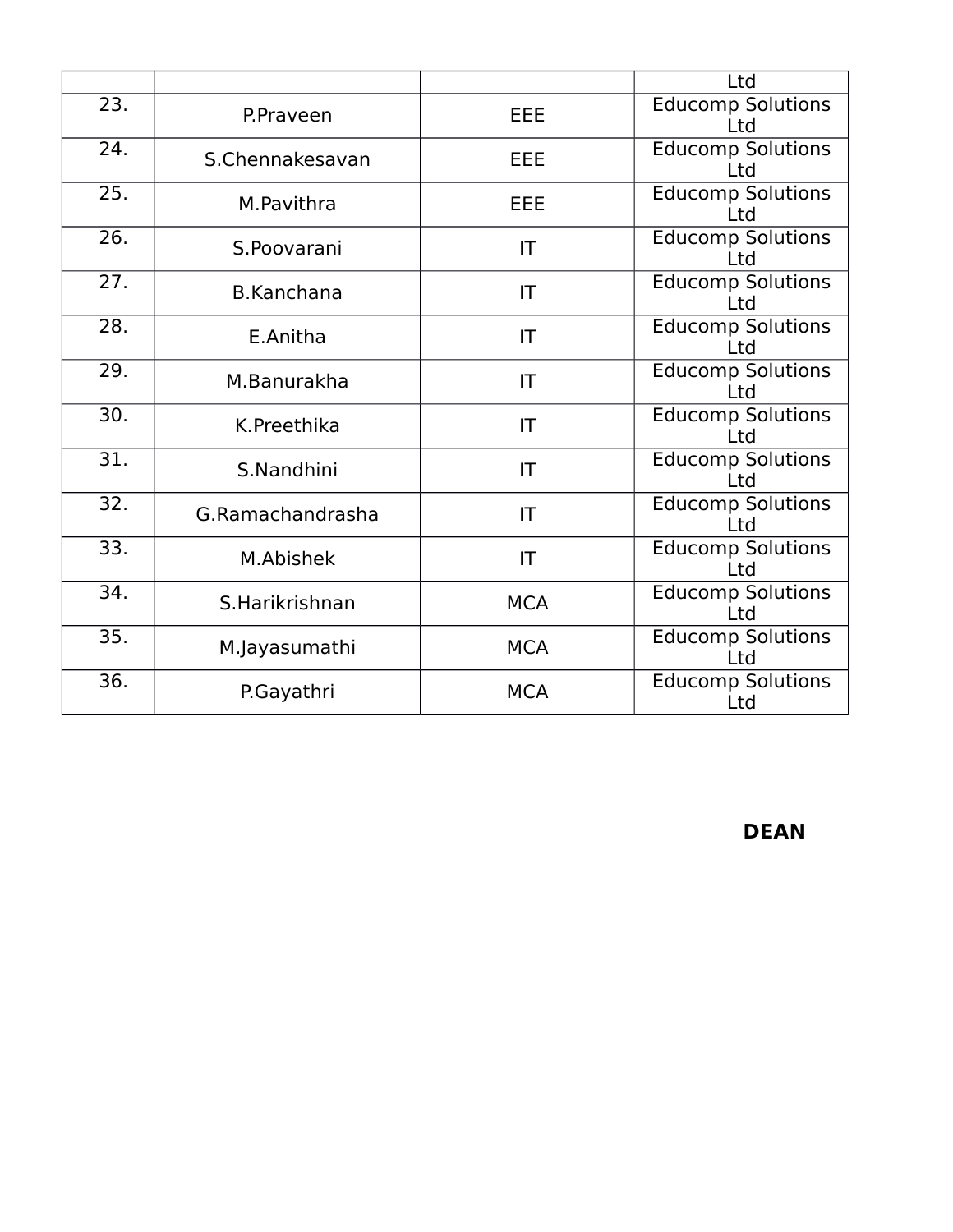| | | | |
|---|---|---|---|
| | | | Ltd |
| 23. | P.Praveen | EEE | Educomp Solutions Ltd |
| 24. | S.Chennakesavan | EEE | Educomp Solutions Ltd |
| 25. | M.Pavithra | EEE | Educomp Solutions Ltd |
| 26. | S.Poovarani | IT | Educomp Solutions Ltd |
| 27. | B.Kanchana | IT | Educomp Solutions Ltd |
| 28. | E.Anitha | IT | Educomp Solutions Ltd |
| 29. | M.Banurakha | IT | Educomp Solutions Ltd |
| 30. | K.Preethika | IT | Educomp Solutions Ltd |
| 31. | S.Nandhini | IT | Educomp Solutions Ltd |
| 32. | G.Ramachandrasha | IT | Educomp Solutions Ltd |
| 33. | M.Abishek | IT | Educomp Solutions Ltd |
| 34. | S.Harikrishnan | MCA | Educomp Solutions Ltd |
| 35. | M.Jayasumathi | MCA | Educomp Solutions Ltd |
| 36. | P.Gayathri | MCA | Educomp Solutions Ltd |

**DEAN**